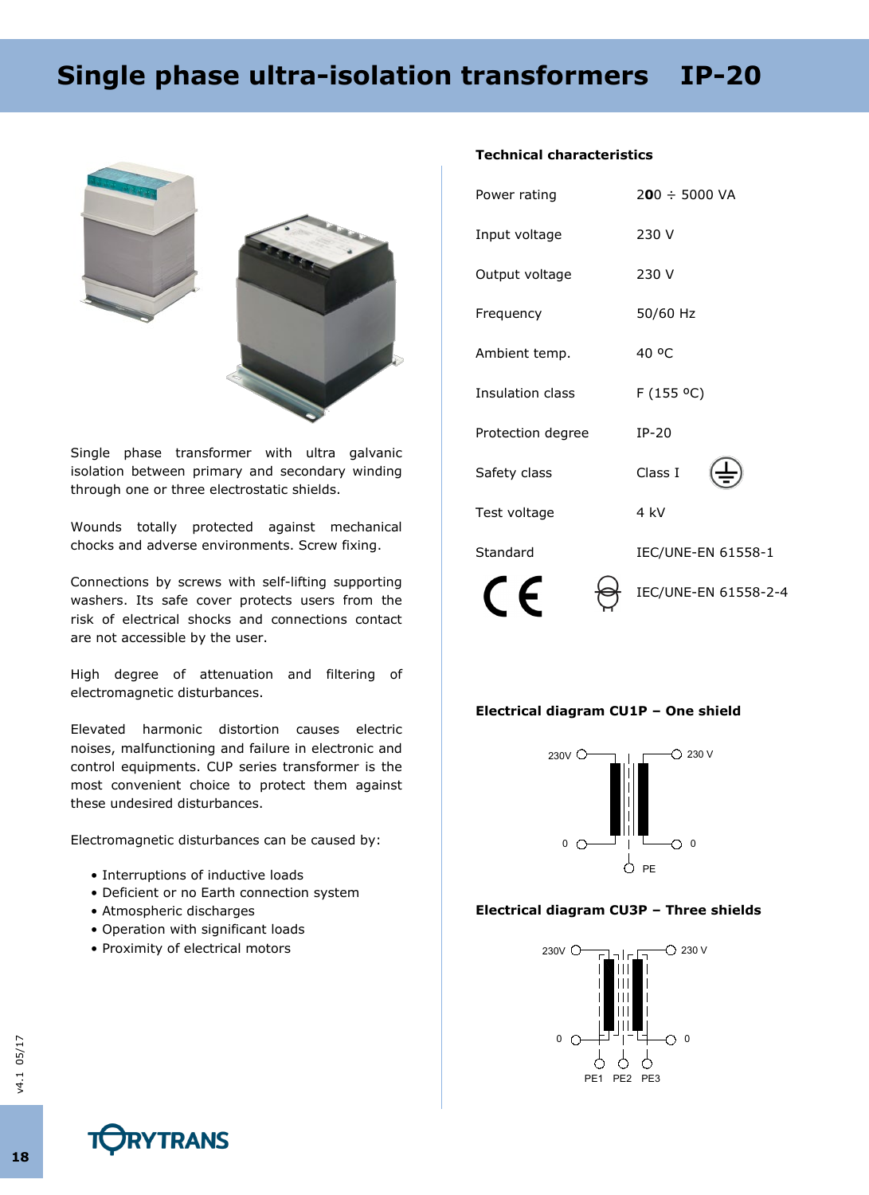# Single phase ultra-isolation transformers IP-20

Single phase transformer with ultra galvanic isolation between primary and secondary winding through one or three electrostatic shields.

Wounds totally protected against mechanical chocks and adverse environments. Screw fixing.

Connections by screws with self-lifting supporting washers. Its safe cover protects users from the risk of electrical shocks and connections contact are not accessible by the user.

High degree of attenuation and filtering of electromagnetic disturbances.

Elevated harmonic distortion causes electric noises, malfunctioning and failure in electronic and control equipments. CUP series transformer is the most convenient choice to protect them against these undesired disturbances.

Electromagnetic disturbances can be caused by:

- Interruptions of inductive loads
- Deficient or no Earth connection system
- Atmospheric discharges
- Operation with significant loads
- Proximity of electrical motors

### Technical characteristics

| | |
|---|---|
| Power rating | 200 ÷ 5000 VA |
| Input voltage | 230 V |
| Output voltage | 230 V |
| Frequency | 50/60 Hz |
| Ambient temp. | 40 ºC |
| Insulation class | F (155 ºC) |
| Protection degree | IP-20 |
| Safety class | Class I |
| Test voltage | 4 kV |
| Standard | IEC/UNE-EN 61558-1 |
| | IEC/UNE-EN 61558-2-4 |

### Electrical diagram CU1P – One shield

230V
230 V
0
0
PE

### Electrical diagram CU3P – Three shields

230V
230 V
0
0
PE1 PE2 PE3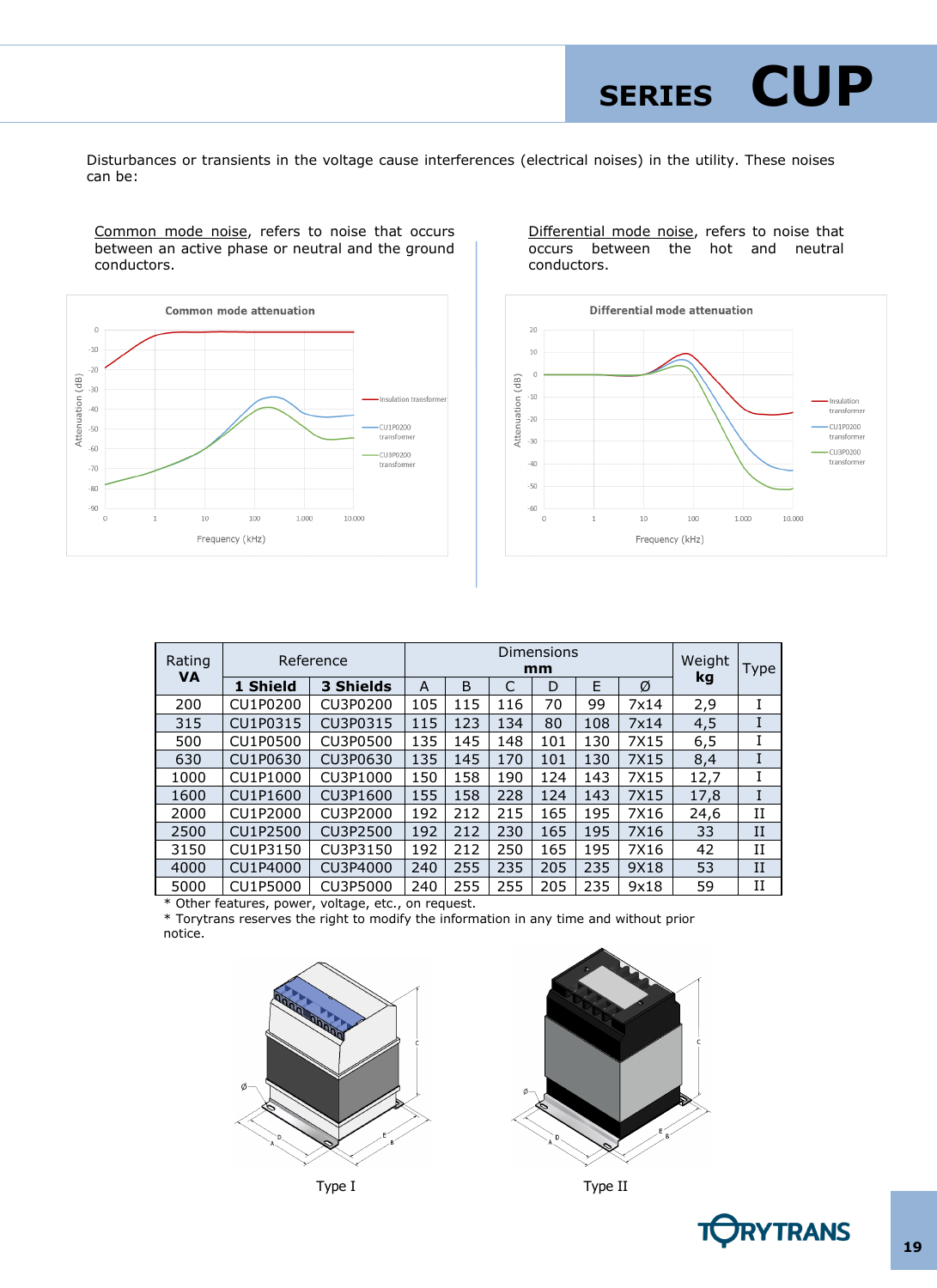# SERIES CUP

Disturbances or transients in the voltage cause interferences (electrical noises) in the utility. These noises can be:

Common mode noise, refers to noise that occurs between an active phase or neutral and the ground conductors.

Differential mode noise, refers to noise that occurs between the hot and neutral conductors.

Common mode attenuation

Attenuation (dB)

0
-10
-20
-30
-40
-50
-60
-70
-80
-90

0
1
10
100
1.000
10.000

Frequency (kHz)

Insulation transformer
CU1P0200 transformer
CU3P0200 transformer

Differential mode attenuation

Attenuation (dB)

20
10
0
-10
-20
-30
-40
-50
-60

0
1
10
100
1.000
10.000

Frequency (kHz)

Insulation transformer
CU1P0200 transformer
CU3P0200 transformer

| Rating VA | Reference | | Dimensions mm | | | | | | Weight kg | Type |
|---|---|---|---|---|---|---|---|---|---|---|
| | 1 Shield | 3 Shields | A | B | C | D | E | Ø | | |
| 200 | CU1P0200 | CU3P0200 | 105 | 115 | 116 | 70 | 99 | 7x14 | 2,9 | I |
| 315 | CU1P0315 | CU3P0315 | 115 | 123 | 134 | 80 | 108 | 7x14 | 4,5 | I |
| 500 | CU1P0500 | CU3P0500 | 135 | 145 | 148 | 101 | 130 | 7X15 | 6,5 | I |
| 630 | CU1P0630 | CU3P0630 | 135 | 145 | 170 | 101 | 130 | 7X15 | 8,4 | I |
| 1000 | CU1P1000 | CU3P1000 | 150 | 158 | 190 | 124 | 143 | 7X15 | 12,7 | I |
| 1600 | CU1P1600 | CU3P1600 | 155 | 158 | 228 | 124 | 143 | 7X15 | 17,8 | I |
| 2000 | CU1P2000 | CU3P2000 | 192 | 212 | 215 | 165 | 195 | 7X16 | 24,6 | II |
| 2500 | CU1P2500 | CU3P2500 | 192 | 212 | 230 | 165 | 195 | 7X16 | 33 | II |
| 3150 | CU1P3150 | CU3P3150 | 192 | 212 | 250 | 165 | 195 | 7X16 | 42 | II |
| 4000 | CU1P4000 | CU3P4000 | 240 | 255 | 235 | 205 | 235 | 9X18 | 53 | II |
| 5000 | CU1P5000 | CU3P5000 | 240 | 255 | 255 | 205 | 235 | 9x18 | 59 | II |

* Other features, power, voltage, etc., on request.
* Torytrans reserves the right to modify the information in any time and without prior notice.

Type I

Type II